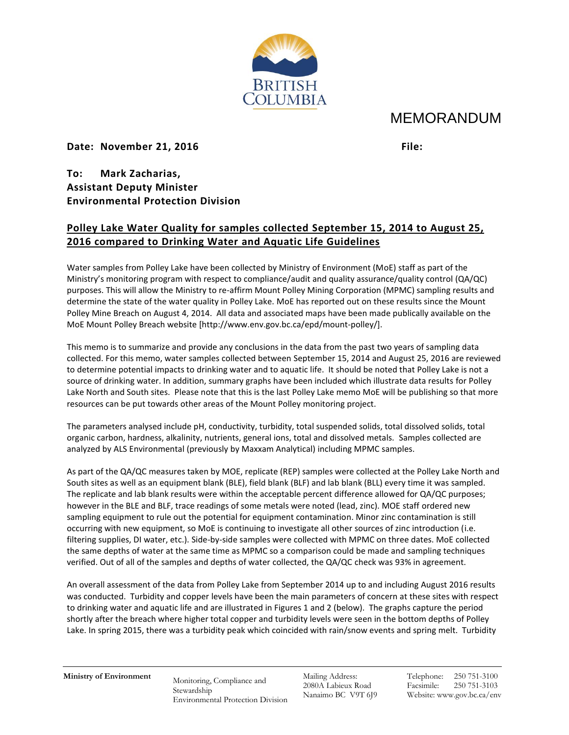BRITISH COLUMBIA

# MEMORANDUM

**Date: November 21, 2016** **File:**

**To: Mark Zacharias,**
**Assistant Deputy Minister**
**Environmental Protection Division**

## Polley Lake Water Quality for samples collected September 15, 2014 to August 25, 2016 compared to Drinking Water and Aquatic Life Guidelines

Water samples from Polley Lake have been collected by Ministry of Environment (MoE) staff as part of the Ministry's monitoring program with respect to compliance/audit and quality assurance/quality control (QA/QC) purposes. This will allow the Ministry to re-affirm Mount Polley Mining Corporation (MPMC) sampling results and determine the state of the water quality in Polley Lake. MoE has reported out on these results since the Mount Polley Mine Breach on August 4, 2014. All data and associated maps have been made publically available on the MoE Mount Polley Breach website [http://www.env.gov.bc.ca/epd/mount-polley/].

This memo is to summarize and provide any conclusions in the data from the past two years of sampling data collected. For this memo, water samples collected between September 15, 2014 and August 25, 2016 are reviewed to determine potential impacts to drinking water and to aquatic life. It should be noted that Polley Lake is not a source of drinking water. In addition, summary graphs have been included which illustrate data results for Polley Lake North and South sites. Please note that this is the last Polley Lake memo MoE will be publishing so that more resources can be put towards other areas of the Mount Polley monitoring project.

The parameters analysed include pH, conductivity, turbidity, total suspended solids, total dissolved solids, total organic carbon, hardness, alkalinity, nutrients, general ions, total and dissolved metals. Samples collected are analyzed by ALS Environmental (previously by Maxxam Analytical) including MPMC samples.

As part of the QA/QC measures taken by MOE, replicate (REP) samples were collected at the Polley Lake North and South sites as well as an equipment blank (BLE), field blank (BLF) and lab blank (BLL) every time it was sampled. The replicate and lab blank results were within the acceptable percent difference allowed for QA/QC purposes; however in the BLE and BLF, trace readings of some metals were noted (lead, zinc). MOE staff ordered new sampling equipment to rule out the potential for equipment contamination. Minor zinc contamination is still occurring with new equipment, so MoE is continuing to investigate all other sources of zinc introduction (i.e. filtering supplies, DI water, etc.). Side-by-side samples were collected with MPMC on three dates. MoE collected the same depths of water at the same time as MPMC so a comparison could be made and sampling techniques verified. Out of all of the samples and depths of water collected, the QA/QC check was 93% in agreement.

An overall assessment of the data from Polley Lake from September 2014 up to and including August 2016 results was conducted. Turbidity and copper levels have been the main parameters of concern at these sites with respect to drinking water and aquatic life and are illustrated in Figures 1 and 2 (below). The graphs capture the period shortly after the breach where higher total copper and turbidity levels were seen in the bottom depths of Polley Lake. In spring 2015, there was a turbidity peak which coincided with rain/snow events and spring melt. Turbidity

**Ministry of Environment** Monitoring, Compliance and Stewardship Environmental Protection Division

Mailing Address: 2080A Labieux Road Nanaimo BC V9T 6J9

Telephone: 250 751-3100
Facsimile: 250 751-3103
Website: www.gov.bc.ca/env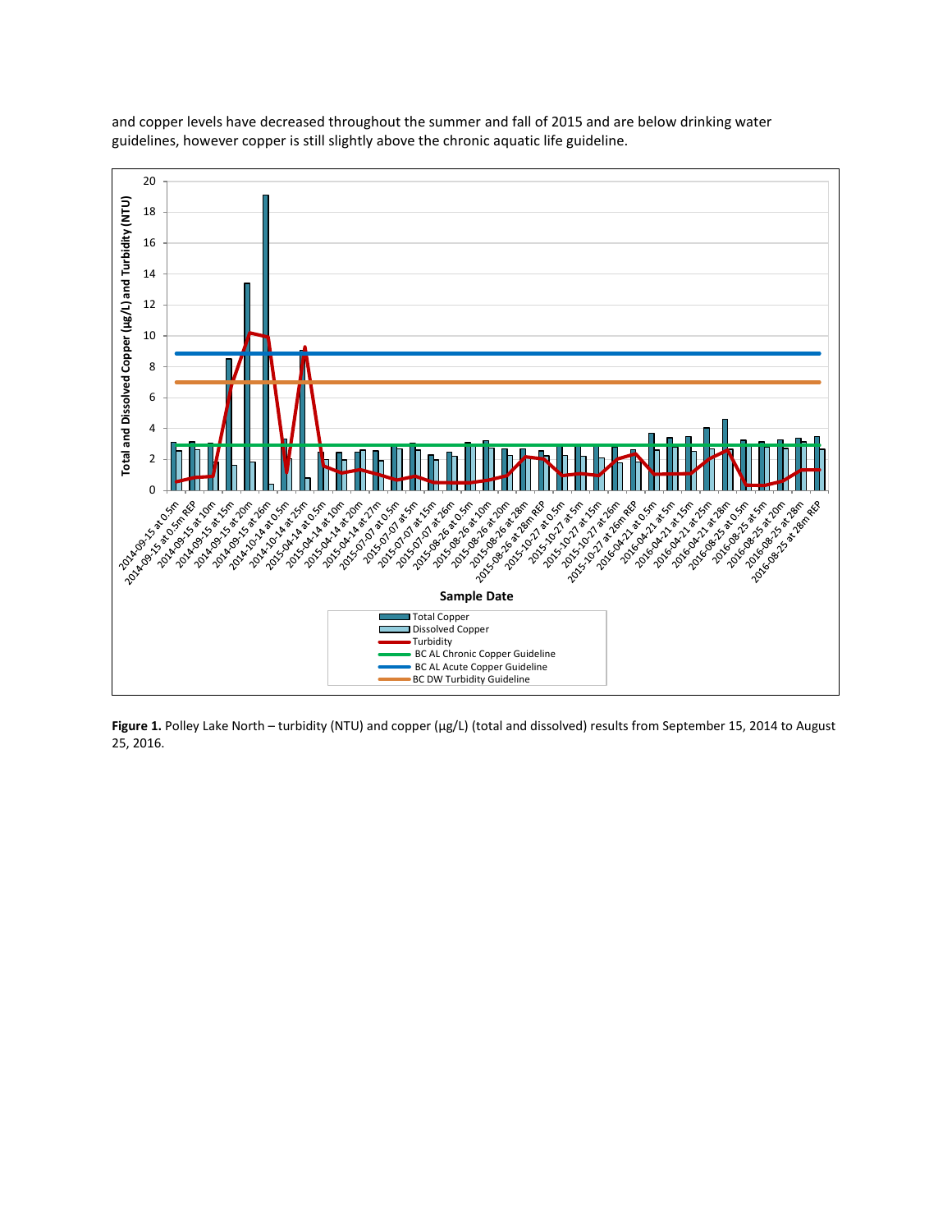and copper levels have decreased throughout the summer and fall of 2015 and are below drinking water guidelines, however copper is still slightly above the chronic aquatic life guideline.

Total and Dissolved Copper (µg/L) and Turbidity (NTU)

20
18
16
14
12
10
8
6
4
2
0

2014-09-15 at 0.5m
2014-09-15 at 0.5m REP
2014-09-15 at 10m
2014-09-15 at 15m
2014-09-15 at 20m
2014-09-15 at 26m
2014-10-14 at 0.5m
2014-10-14 at 25m
2015-04-14 at 0.5m
2015-04-14 at 10m
2015-04-14 at 20m
2015-04-14 at 27m
2015-07-07 at 0.5m
2015-07-07 at 5m
2015-07-07 at 15m
2015-07-07 at 26m
2015-08-26 at 0.5m
2015-08-26 at 10m
2015-08-26 at 20m
2015-08-26 at 28m
2015-08-26 at 28m REP
2015-10-27 at 0.5m
2015-10-27 at 5m
2015-10-27 at 15m
2015-10-27 at 26m
2015-10-27 at 26m REP
2016-04-21 at 0.5m
2016-04-21 at 5m
2016-04-21 at 15m
2016-04-21 at 25m
2016-04-21 at 28m
2016-08-25 at 0.5m
2016-08-25 at 5m
2016-08-25 at 20m
2016-08-25 at 28m
2016-08-25 at 28m REP

Sample Date

Total Copper
Dissolved Copper
Turbidity
BC AL Chronic Copper Guideline
BC AL Acute Copper Guideline
BC DW Turbidity Guideline

**Figure 1.** Polley Lake North – turbidity (NTU) and copper (µg/L) (total and dissolved) results from September 15, 2014 to August 25, 2016.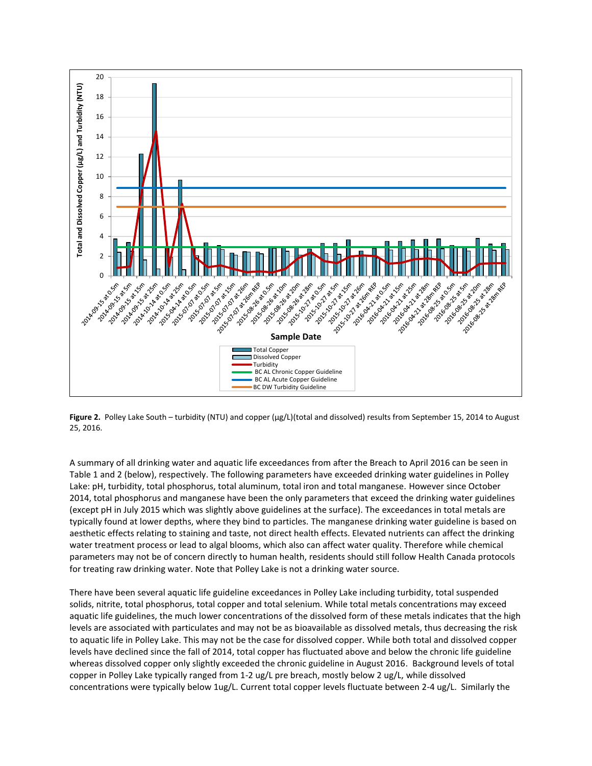Total and Dissolved Copper (µg/L) and Turbidity (NTU)

20
18
16
14
12
10
8
6
4
2
0

2014-09-15 at 0.5m
2014-09-15 at 5m
2014-09-15 at 15m
2014-09-15 at 25m
2014-10-14 at 0.5m
2014-10-14 at 25m
2015-04-14 at 0.5m
2015-07-07 at 0.5m
2015-07-07 at 5m
2015-07-07 at 15m
2015-07-07 at 26m
2015-07-07 at 26m REP
2015-08-26 at 0.5m
2015-08-26 at 10m
2015-08-26 at 20m
2015-08-26 at 28m
2015-10-27 at 0.5m
2015-10-27 at 5m
2015-10-27 at 15m
2015-10-27 at 26m
2015-10-27 at 26m REP
2016-04-21 at 0.5m
2016-04-21 at 15m
2016-04-21 at 25m
2016-04-21 at 28m
2016-04-21 at 28m REP
2016-08-25 at 0.5m
2016-08-25 at 5m
2016-08-25 at 20m
2016-08-25 at 28m
2016-08-25 at 28m REP

Sample Date

Total Copper
Dissolved Copper
Turbidity
BC AL Chronic Copper Guideline
BC AL Acute Copper Guideline
BC DW Turbidity Guideline

**Figure 2.** Polley Lake South – turbidity (NTU) and copper (µg/L)(total and dissolved) results from September 15, 2014 to August 25, 2016.

A summary of all drinking water and aquatic life exceedances from after the Breach to April 2016 can be seen in Table 1 and 2 (below), respectively. The following parameters have exceeded drinking water guidelines in Polley Lake: pH, turbidity, total phosphorus, total aluminum, total iron and total manganese. However since October 2014, total phosphorus and manganese have been the only parameters that exceed the drinking water guidelines (except pH in July 2015 which was slightly above guidelines at the surface). The exceedances in total metals are typically found at lower depths, where they bind to particles. The manganese drinking water guideline is based on aesthetic effects relating to staining and taste, not direct health effects. Elevated nutrients can affect the drinking water treatment process or lead to algal blooms, which also can affect water quality. Therefore while chemical parameters may not be of concern directly to human health, residents should still follow Health Canada protocols for treating raw drinking water. Note that Polley Lake is not a drinking water source.

There have been several aquatic life guideline exceedances in Polley Lake including turbidity, total suspended solids, nitrite, total phosphorus, total copper and total selenium. While total metals concentrations may exceed aquatic life guidelines, the much lower concentrations of the dissolved form of these metals indicates that the high levels are associated with particulates and may not be as bioavailable as dissolved metals, thus decreasing the risk to aquatic life in Polley Lake. This may not be the case for dissolved copper. While both total and dissolved copper levels have declined since the fall of 2014, total copper has fluctuated above and below the chronic life guideline whereas dissolved copper only slightly exceeded the chronic guideline in August 2016. Background levels of total copper in Polley Lake typically ranged from 1-2 ug/L pre breach, mostly below 2 ug/L, while dissolved concentrations were typically below 1ug/L. Current total copper levels fluctuate between 2-4 ug/L. Similarly the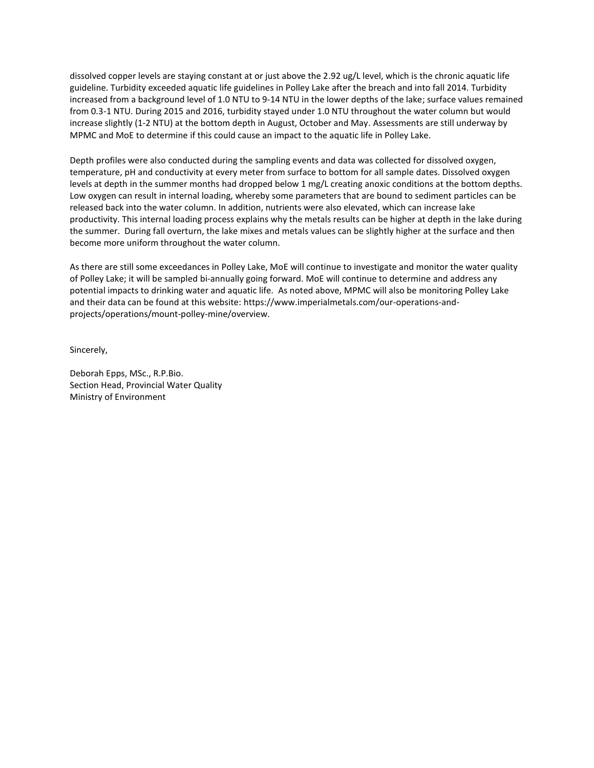dissolved copper levels are staying constant at or just above the 2.92 ug/L level, which is the chronic aquatic life guideline. Turbidity exceeded aquatic life guidelines in Polley Lake after the breach and into fall 2014. Turbidity increased from a background level of 1.0 NTU to 9-14 NTU in the lower depths of the lake; surface values remained from 0.3-1 NTU. During 2015 and 2016, turbidity stayed under 1.0 NTU throughout the water column but would increase slightly (1-2 NTU) at the bottom depth in August, October and May. Assessments are still underway by MPMC and MoE to determine if this could cause an impact to the aquatic life in Polley Lake.

Depth profiles were also conducted during the sampling events and data was collected for dissolved oxygen, temperature, pH and conductivity at every meter from surface to bottom for all sample dates. Dissolved oxygen levels at depth in the summer months had dropped below 1 mg/L creating anoxic conditions at the bottom depths. Low oxygen can result in internal loading, whereby some parameters that are bound to sediment particles can be released back into the water column. In addition, nutrients were also elevated, which can increase lake productivity. This internal loading process explains why the metals results can be higher at depth in the lake during the summer. During fall overturn, the lake mixes and metals values can be slightly higher at the surface and then become more uniform throughout the water column.

As there are still some exceedances in Polley Lake, MoE will continue to investigate and monitor the water quality of Polley Lake; it will be sampled bi-annually going forward. MoE will continue to determine and address any potential impacts to drinking water and aquatic life. As noted above, MPMC will also be monitoring Polley Lake and their data can be found at this website: https://www.imperialmetals.com/our-operations-and-projects/operations/mount-polley-mine/overview.

Sincerely,

Deborah Epps, MSc., R.P.Bio.
Section Head, Provincial Water Quality
Ministry of Environment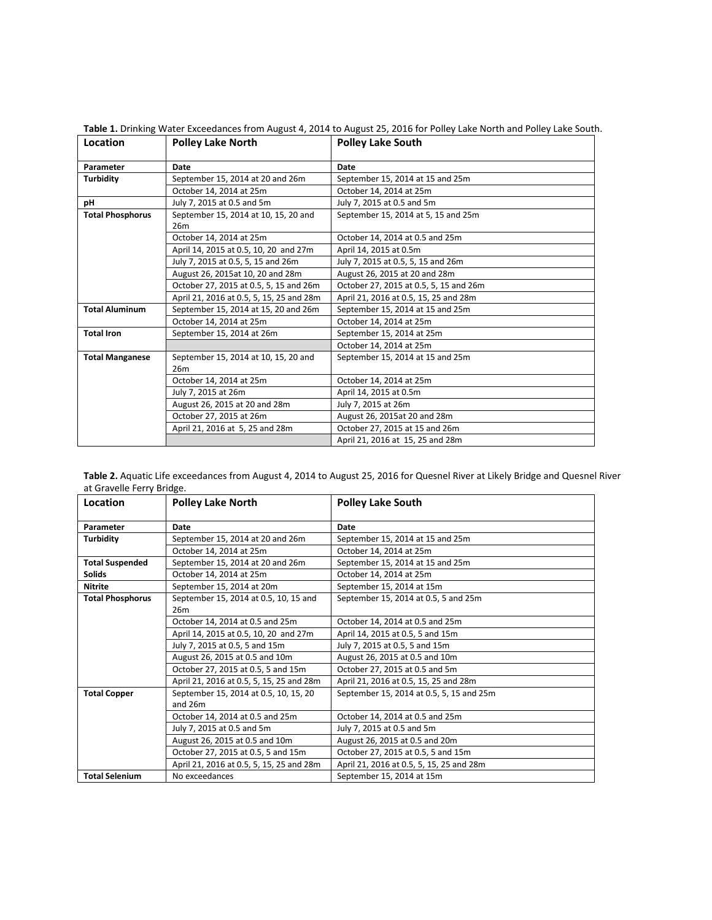**Table 1.** Drinking Water Exceedances from August 4, 2014 to August 25, 2016 for Polley Lake North and Polley Lake South.

| **Location** | **Polley Lake North** | **Polley Lake South** |
|---|---|---|
| **Parameter** | **Date** | **Date** |
| **Turbidity** | September 15, 2014 at 20 and 26m | September 15, 2014 at 15 and 25m |
| | October 14, 2014 at 25m | October 14, 2014 at 25m |
| **pH** | July 7, 2015 at 0.5 and 5m | July 7, 2015 at 0.5 and 5m |
| **Total Phosphorus** | September 15, 2014 at 10, 15, 20 and 26m | September 15, 2014 at 5, 15 and 25m |
| | October 14, 2014 at 25m | October 14, 2014 at 0.5 and 25m |
| | April 14, 2015 at 0.5, 10, 20 and 27m | April 14, 2015 at 0.5m |
| | July 7, 2015 at 0.5, 5, 15 and 26m | July 7, 2015 at 0.5, 5, 15 and 26m |
| | August 26, 2015at 10, 20 and 28m | August 26, 2015 at 20 and 28m |
| | October 27, 2015 at 0.5, 5, 15 and 26m | October 27, 2015 at 0.5, 5, 15 and 26m |
| | April 21, 2016 at 0.5, 5, 15, 25 and 28m | April 21, 2016 at 0.5, 5, 15, 25 and 28m |
| **Total Aluminum** | September 15, 2014 at 15, 20 and 26m | September 15, 2014 at 15 and 25m |
| | October 14, 2014 at 25m | October 14, 2014 at 25m |
| **Total Iron** | September 15, 2014 at 26m | September 15, 2014 at 25m |
| | | October 14, 2014 at 25m |
| **Total Manganese** | September 15, 2014 at 10, 15, 20 and 26m | September 15, 2014 at 15 and 25m |
| | October 14, 2014 at 25m | October 14, 2014 at 25m |
| | July 7, 2015 at 26m | April 14, 2015 at 0.5m |
| | August 26, 2015 at 20 and 28m | July 7, 2015 at 26m |
| | October 27, 2015 at 26m | August 26, 2015at 20 and 28m |
| | April 21, 2016 at 5, 25 and 28m | October 27, 2015 at 15 and 26m |
| | | April 21, 2016 at 15, 25 and 28m |

**Table 2.** Aquatic Life exceedances from August 4, 2014 to August 25, 2016 for Quesnel River at Likely Bridge and Quesnel River at Gravelle Ferry Bridge.

| **Location** | **Polley Lake North** | **Polley Lake South** |
|---|---|---|
| **Parameter** | **Date** | **Date** |
| **Turbidity** | September 15, 2014 at 20 and 26m | September 15, 2014 at 15 and 25m |
| | October 14, 2014 at 25m | October 14, 2014 at 25m |
| **Total Suspended Solids** | September 15, 2014 at 20 and 26m | September 15, 2014 at 15 and 25m |
| | October 14, 2014 at 25m | October 14, 2014 at 25m |
| **Nitrite** | September 15, 2014 at 20m | September 15, 2014 at 15m |
| **Total Phosphorus** | September 15, 2014 at 0.5, 10, 15 and 26m | September 15, 2014 at 0.5, 5 and 25m |
| | October 14, 2014 at 0.5 and 25m | October 14, 2014 at 0.5 and 25m |
| | April 14, 2015 at 0.5, 10, 20 and 27m | April 14, 2015 at 0.5, 5 and 15m |
| | July 7, 2015 at 0.5, 5 and 15m | July 7, 2015 at 0.5, 5 and 15m |
| | August 26, 2015 at 0.5 and 10m | August 26, 2015 at 0.5 and 10m |
| | October 27, 2015 at 0.5, 5 and 15m | October 27, 2015 at 0.5 and 5m |
| | April 21, 2016 at 0.5, 5, 15, 25 and 28m | April 21, 2016 at 0.5, 15, 25 and 28m |
| **Total Copper** | September 15, 2014 at 0.5, 10, 15, 20 and 26m | September 15, 2014 at 0.5, 5, 15 and 25m |
| | October 14, 2014 at 0.5 and 25m | October 14, 2014 at 0.5 and 25m |
| | July 7, 2015 at 0.5 and 5m | July 7, 2015 at 0.5 and 5m |
| | August 26, 2015 at 0.5 and 10m | August 26, 2015 at 0.5 and 20m |
| | October 27, 2015 at 0.5, 5 and 15m | October 27, 2015 at 0.5, 5 and 15m |
| | April 21, 2016 at 0.5, 5, 15, 25 and 28m | April 21, 2016 at 0.5, 5, 15, 25 and 28m |
| **Total Selenium** | No exceedances | September 15, 2014 at 15m |